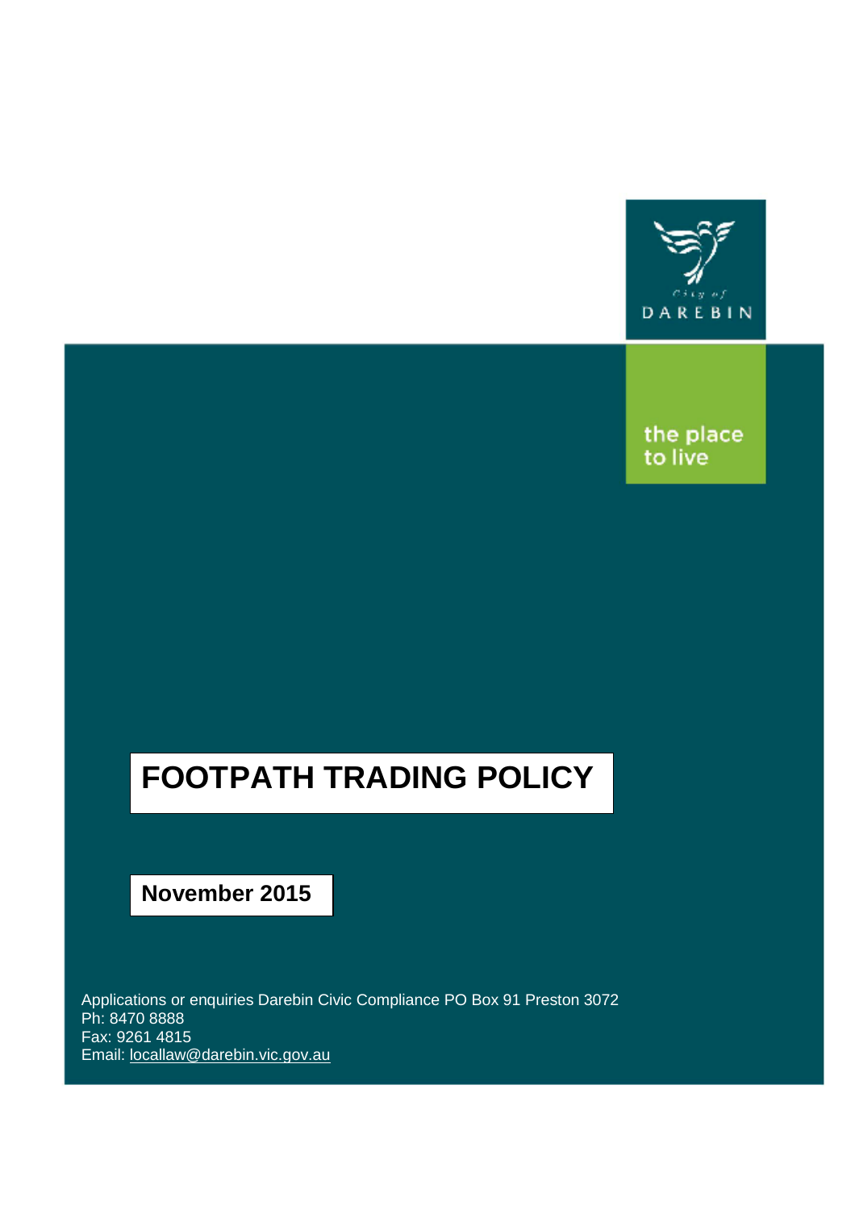City of DAREBIN

the place to live

# FOOTPATH TRADING POLICY

**November 2015**

Applications or enquiries Darebin Civic Compliance PO Box 91 Preston 3072
Ph: 8470 8888
Fax: 9261 4815
Email: locallaw@darebin.vic.gov.au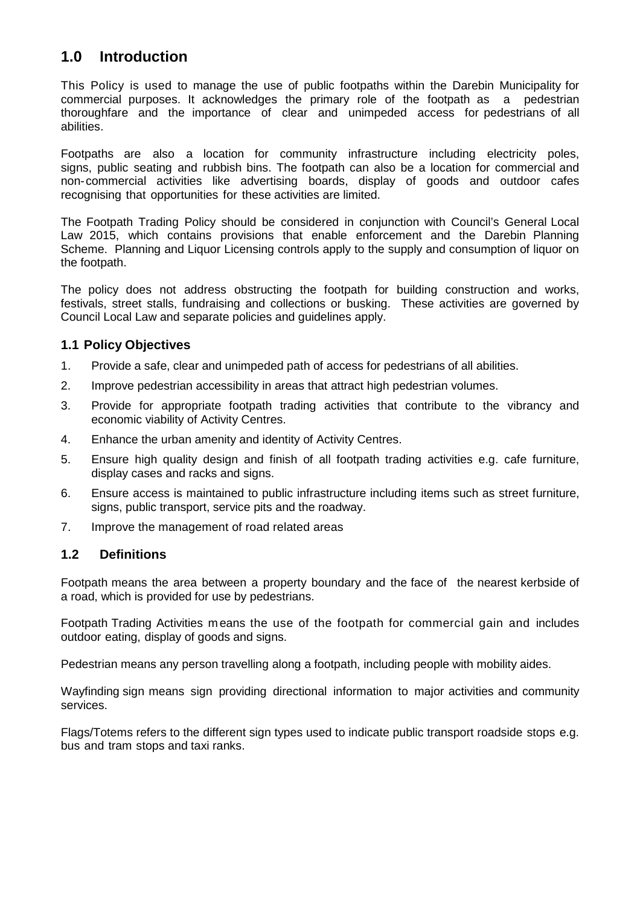## 1.0 Introduction

This Policy is used to manage the use of public footpaths within the Darebin Municipality for commercial purposes. It acknowledges the primary role of the footpath as a pedestrian thoroughfare and the importance of clear and unimpeded access for pedestrians of all abilities.

Footpaths are also a location for community infrastructure including electricity poles, signs, public seating and rubbish bins. The footpath can also be a location for commercial and non-commercial activities like advertising boards, display of goods and outdoor cafes recognising that opportunities for these activities are limited.

The Footpath Trading Policy should be considered in conjunction with Council's General Local Law 2015, which contains provisions that enable enforcement and the Darebin Planning Scheme. Planning and Liquor Licensing controls apply to the supply and consumption of liquor on the footpath.

The policy does not address obstructing the footpath for building construction and works, festivals, street stalls, fundraising and collections or busking. These activities are governed by Council Local Law and separate policies and guidelines apply.

### 1.1 Policy Objectives

1. Provide a safe, clear and unimpeded path of access for pedestrians of all abilities.
2. Improve pedestrian accessibility in areas that attract high pedestrian volumes.
3. Provide for appropriate footpath trading activities that contribute to the vibrancy and economic viability of Activity Centres.
4. Enhance the urban amenity and identity of Activity Centres.
5. Ensure high quality design and finish of all footpath trading activities e.g. cafe furniture, display cases and racks and signs.
6. Ensure access is maintained to public infrastructure including items such as street furniture, signs, public transport, service pits and the roadway.
7. Improve the management of road related areas

### 1.2 Definitions

Footpath means the area between a property boundary and the face of the nearest kerbside of a road, which is provided for use by pedestrians.

Footpath Trading Activities means the use of the footpath for commercial gain and includes outdoor eating, display of goods and signs.

Pedestrian means any person travelling along a footpath, including people with mobility aides.

Wayfinding sign means sign providing directional information to major activities and community services.

Flags/Totems refers to the different sign types used to indicate public transport roadside stops e.g. bus and tram stops and taxi ranks.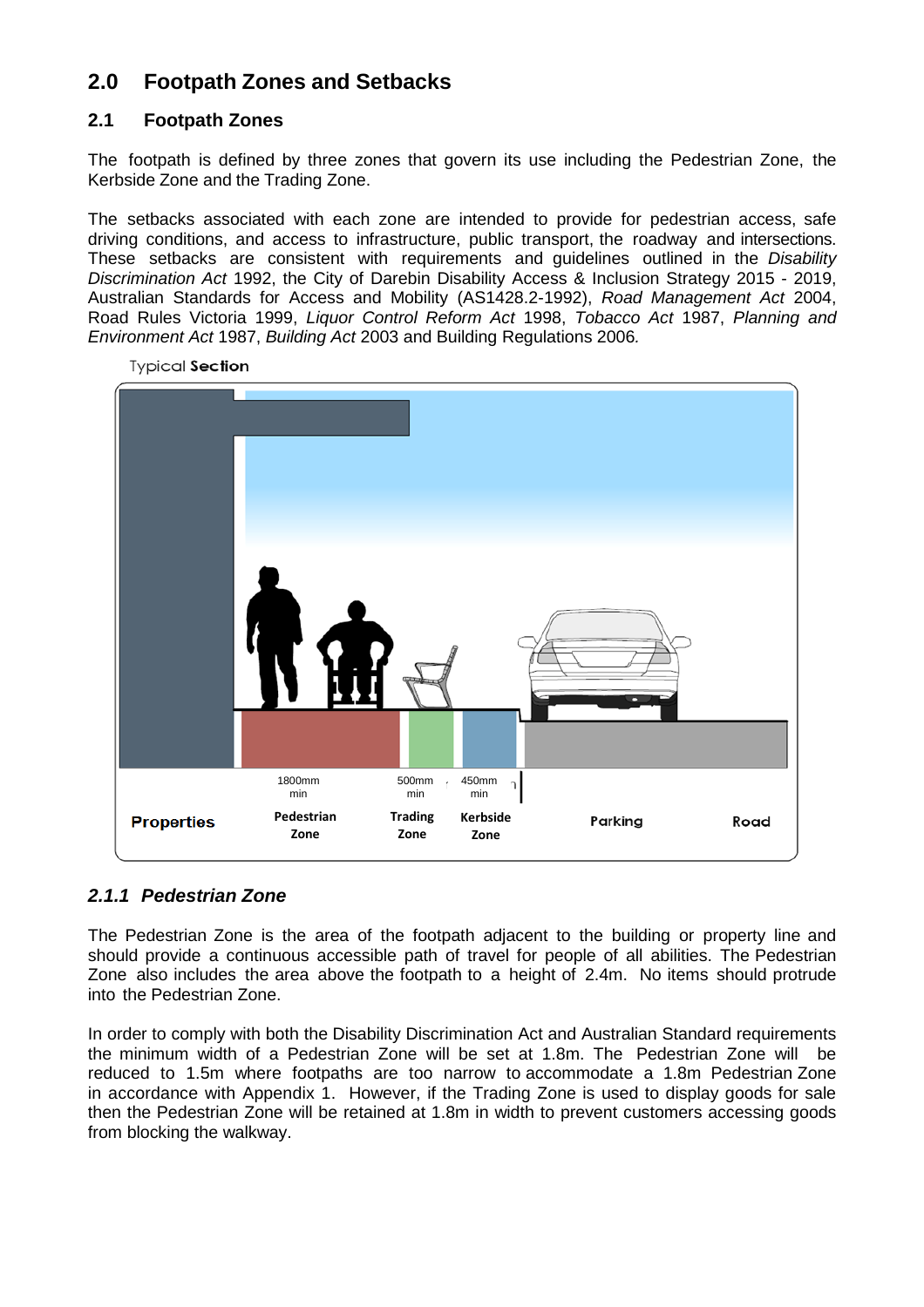## 2.0 Footpath Zones and Setbacks

### 2.1 Footpath Zones

The footpath is defined by three zones that govern its use including the Pedestrian Zone, the Kerbside Zone and the Trading Zone.

The setbacks associated with each zone are intended to provide for pedestrian access, safe driving conditions, and access to infrastructure, public transport, the roadway and intersections. These setbacks are consistent with requirements and guidelines outlined in the *Disability Discrimination Act* 1992, the City of Darebin Disability Access & Inclusion Strategy 2015 - 2019, Australian Standards for Access and Mobility (AS1428.2-1992), *Road Management Act* 2004, Road Rules Victoria 1999, *Liquor Control Reform Act* 1998, *Tobacco Act* 1987, *Planning and Environment Act* 1987, *Building Act* 2003 and Building Regulations 2006*.*

Typical **Section**

| Properties | Pedestrian Zone | Trading Zone | Kerbside Zone | Parking | Road |
|---|---|---|---|---|---|
| | 1800mm min | 500mm min | 450mm min | | |

### *2.1.1 Pedestrian Zone*

The Pedestrian Zone is the area of the footpath adjacent to the building or property line and should provide a continuous accessible path of travel for people of all abilities. The Pedestrian Zone also includes the area above the footpath to a height of 2.4m. No items should protrude into the Pedestrian Zone.

In order to comply with both the Disability Discrimination Act and Australian Standard requirements the minimum width of a Pedestrian Zone will be set at 1.8m. The Pedestrian Zone will be reduced to 1.5m where footpaths are too narrow to accommodate a 1.8m Pedestrian Zone in accordance with Appendix 1. However, if the Trading Zone is used to display goods for sale then the Pedestrian Zone will be retained at 1.8m in width to prevent customers accessing goods from blocking the walkway.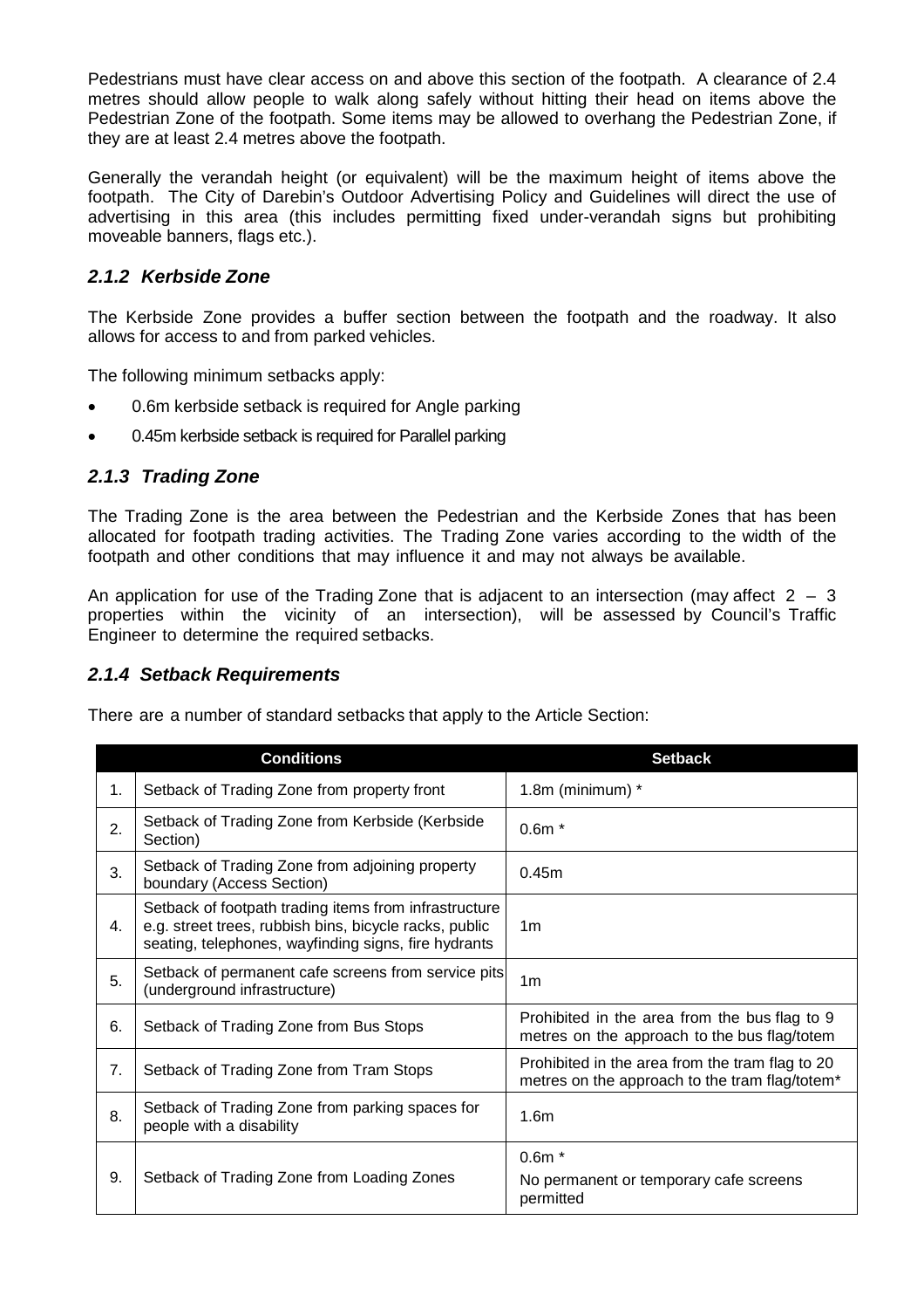Pedestrians must have clear access on and above this section of the footpath. A clearance of 2.4 metres should allow people to walk along safely without hitting their head on items above the Pedestrian Zone of the footpath. Some items may be allowed to overhang the Pedestrian Zone, if they are at least 2.4 metres above the footpath.

Generally the verandah height (or equivalent) will be the maximum height of items above the footpath. The City of Darebin's Outdoor Advertising Policy and Guidelines will direct the use of advertising in this area (this includes permitting fixed under-verandah signs but prohibiting moveable banners, flags etc.).

### *2.1.2 Kerbside Zone*

The Kerbside Zone provides a buffer section between the footpath and the roadway. It also allows for access to and from parked vehicles.

The following minimum setbacks apply:

- 0.6m kerbside setback is required for Angle parking
- 0.45m kerbside setback is required for Parallel parking

### *2.1.3 Trading Zone*

The Trading Zone is the area between the Pedestrian and the Kerbside Zones that has been allocated for footpath trading activities. The Trading Zone varies according to the width of the footpath and other conditions that may influence it and may not always be available.

An application for use of the Trading Zone that is adjacent to an intersection (may affect 2 – 3 properties within the vicinity of an intersection), will be assessed by Council's Traffic Engineer to determine the required setbacks.

### *2.1.4 Setback Requirements*

There are a number of standard setbacks that apply to the Article Section:

| | Conditions | Setback |
|---|---|---|
| 1. | Setback of Trading Zone from property front | 1.8m (minimum) * |
| 2. | Setback of Trading Zone from Kerbside (Kerbside Section) | 0.6m * |
| 3. | Setback of Trading Zone from adjoining property boundary (Access Section) | 0.45m |
| 4. | Setback of footpath trading items from infrastructure e.g. street trees, rubbish bins, bicycle racks, public seating, telephones, wayfinding signs, fire hydrants | 1m |
| 5. | Setback of permanent cafe screens from service pits (underground infrastructure) | 1m |
| 6. | Setback of Trading Zone from Bus Stops | Prohibited in the area from the bus flag to 9 metres on the approach to the bus flag/totem |
| 7. | Setback of Trading Zone from Tram Stops | Prohibited in the area from the tram flag to 20 metres on the approach to the tram flag/totem* |
| 8. | Setback of Trading Zone from parking spaces for people with a disability | 1.6m |
| 9. | Setback of Trading Zone from Loading Zones | 0.6m * <br> No permanent or temporary cafe screens permitted |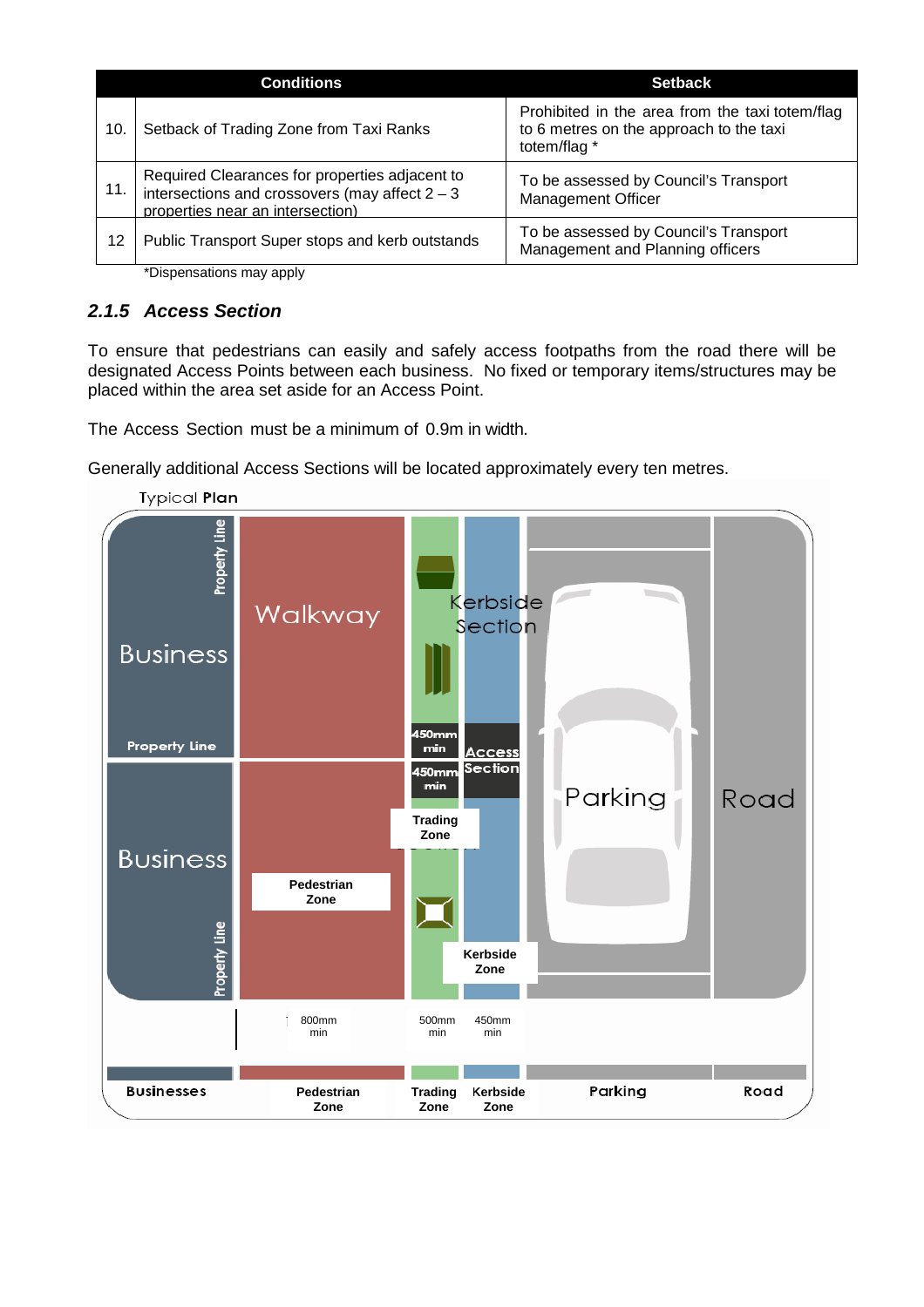| | Conditions | Setback |
|---|---|---|
| 10. | Setback of Trading Zone from Taxi Ranks | Prohibited in the area from the taxi totem/flag to 6 metres on the approach to the taxi totem/flag * |
| 11. | Required Clearances for properties adjacent to intersections and crossovers (may affect 2 – 3 properties near an intersection) | To be assessed by Council's Transport Management Officer |
| 12 | Public Transport Super stops and kerb outstands | To be assessed by Council's Transport Management and Planning officers |

*Dispensations may apply

### *2.1.5 Access Section*

To ensure that pedestrians can easily and safely access footpaths from the road there will be designated Access Points between each business. No fixed or temporary items/structures may be placed within the area set aside for an Access Point.

The Access Section must be a minimum of 0.9m in width.

Generally additional Access Sections will be located approximately every ten metres.

Typical **Plan**

Property Line

Business

Property Line

Business

Property Line

Walkway

Pedestrian Zone

Kerbside Section

450mm min

450mm min

Access Section

Trading Zone

Kerbside Zone

Parking

Road

800mm min

500mm min

450mm min

Businesses | Pedestrian Zone | Trading Zone | Kerbside Zone | Parking | Road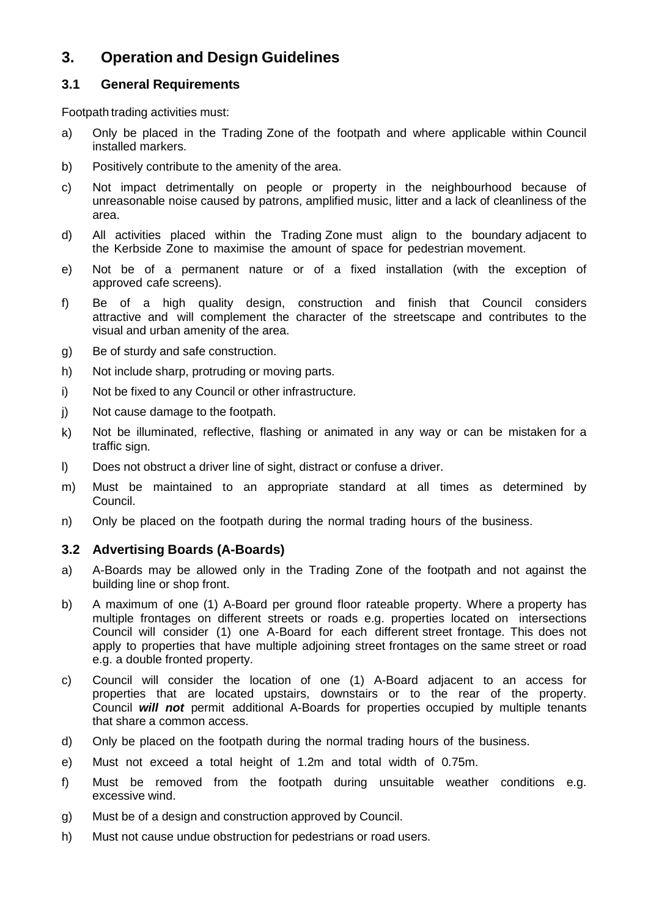## 3. Operation and Design Guidelines

### 3.1 General Requirements

Footpath trading activities must:

a) Only be placed in the Trading Zone of the footpath and where applicable within Council installed markers.

b) Positively contribute to the amenity of the area.

c) Not impact detrimentally on people or property in the neighbourhood because of unreasonable noise caused by patrons, amplified music, litter and a lack of cleanliness of the area.

d) All activities placed within the Trading Zone must align to the boundary adjacent to the Kerbside Zone to maximise the amount of space for pedestrian movement.

e) Not be of a permanent nature or of a fixed installation (with the exception of approved cafe screens).

f) Be of a high quality design, construction and finish that Council considers attractive and will complement the character of the streetscape and contributes to the visual and urban amenity of the area.

g) Be of sturdy and safe construction.

h) Not include sharp, protruding or moving parts.

i) Not be fixed to any Council or other infrastructure.

j) Not cause damage to the footpath.

k) Not be illuminated, reflective, flashing or animated in any way or can be mistaken for a traffic sign.

l) Does not obstruct a driver line of sight, distract or confuse a driver.

m) Must be maintained to an appropriate standard at all times as determined by Council.

n) Only be placed on the footpath during the normal trading hours of the business.

### 3.2 Advertising Boards (A-Boards)

a) A-Boards may be allowed only in the Trading Zone of the footpath and not against the building line or shop front.

b) A maximum of one (1) A-Board per ground floor rateable property. Where a property has multiple frontages on different streets or roads e.g. properties located on intersections Council will consider (1) one A-Board for each different street frontage. This does not apply to properties that have multiple adjoining street frontages on the same street or road e.g. a double fronted property.

c) Council will consider the location of one (1) A-Board adjacent to an access for properties that are located upstairs, downstairs or to the rear of the property. Council ***will not*** permit additional A-Boards for properties occupied by multiple tenants that share a common access.

d) Only be placed on the footpath during the normal trading hours of the business.

e) Must not exceed a total height of 1.2m and total width of 0.75m.

f) Must be removed from the footpath during unsuitable weather conditions e.g. excessive wind.

g) Must be of a design and construction approved by Council.

h) Must not cause undue obstruction for pedestrians or road users.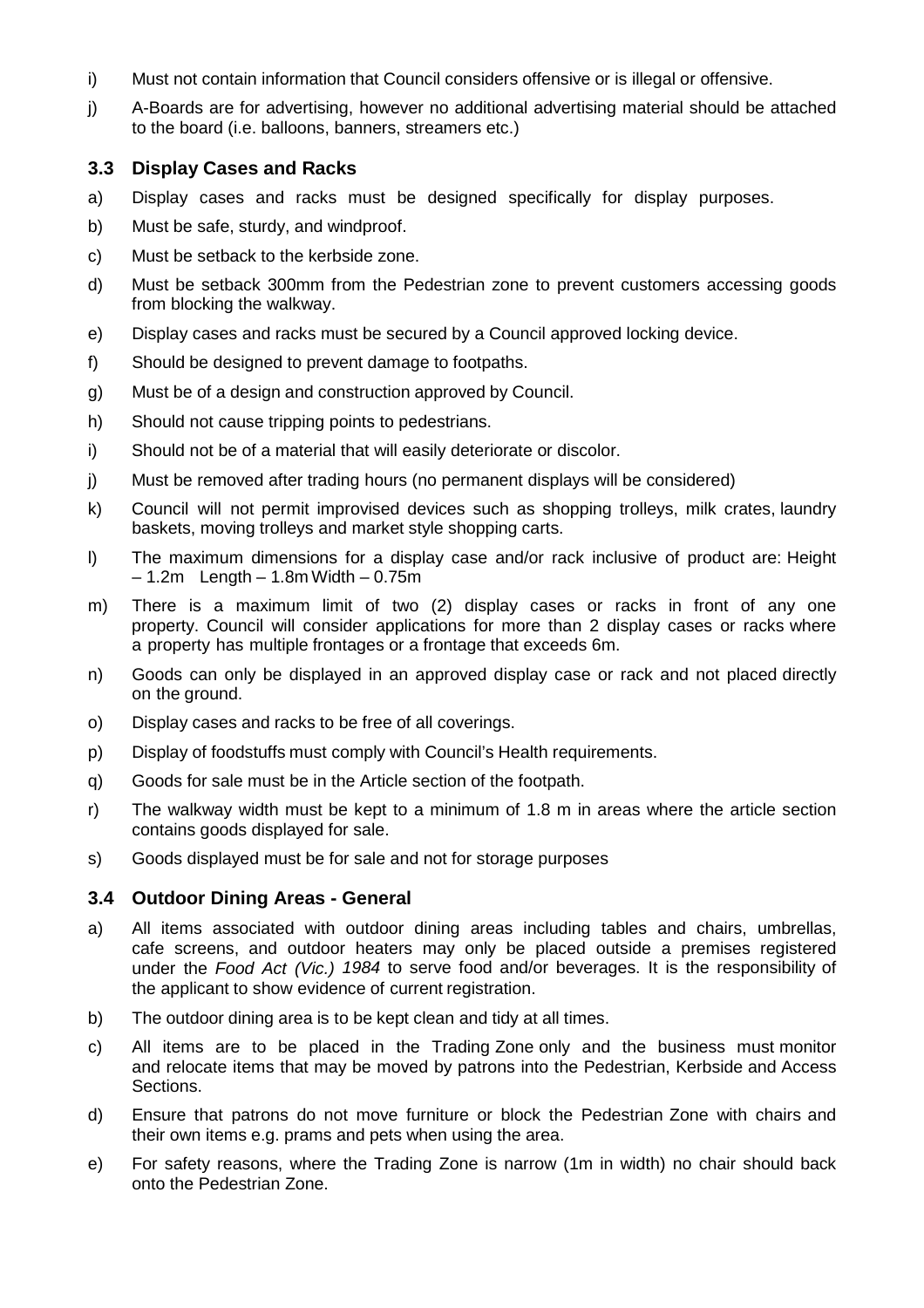i) Must not contain information that Council considers offensive or is illegal or offensive.

j) A-Boards are for advertising, however no additional advertising material should be attached to the board (i.e. balloons, banners, streamers etc.)

### 3.3 Display Cases and Racks

a) Display cases and racks must be designed specifically for display purposes.

b) Must be safe, sturdy, and windproof.

c) Must be setback to the kerbside zone.

d) Must be setback 300mm from the Pedestrian zone to prevent customers accessing goods from blocking the walkway.

e) Display cases and racks must be secured by a Council approved locking device.

f) Should be designed to prevent damage to footpaths.

g) Must be of a design and construction approved by Council.

h) Should not cause tripping points to pedestrians.

i) Should not be of a material that will easily deteriorate or discolor.

j) Must be removed after trading hours (no permanent displays will be considered)

k) Council will not permit improvised devices such as shopping trolleys, milk crates, laundry baskets, moving trolleys and market style shopping carts.

l) The maximum dimensions for a display case and/or rack inclusive of product are: Height – 1.2m Length – 1.8m Width – 0.75m

m) There is a maximum limit of two (2) display cases or racks in front of any one property. Council will consider applications for more than 2 display cases or racks where a property has multiple frontages or a frontage that exceeds 6m.

n) Goods can only be displayed in an approved display case or rack and not placed directly on the ground.

o) Display cases and racks to be free of all coverings.

p) Display of foodstuffs must comply with Council's Health requirements.

q) Goods for sale must be in the Article section of the footpath.

r) The walkway width must be kept to a minimum of 1.8 m in areas where the article section contains goods displayed for sale.

s) Goods displayed must be for sale and not for storage purposes

### 3.4 Outdoor Dining Areas - General

a) All items associated with outdoor dining areas including tables and chairs, umbrellas, cafe screens, and outdoor heaters may only be placed outside a premises registered under the *Food Act (Vic.) 1984* to serve food and/or beverages. It is the responsibility of the applicant to show evidence of current registration.

b) The outdoor dining area is to be kept clean and tidy at all times.

c) All items are to be placed in the Trading Zone only and the business must monitor and relocate items that may be moved by patrons into the Pedestrian, Kerbside and Access Sections.

d) Ensure that patrons do not move furniture or block the Pedestrian Zone with chairs and their own items e.g. prams and pets when using the area.

e) For safety reasons, where the Trading Zone is narrow (1m in width) no chair should back onto the Pedestrian Zone.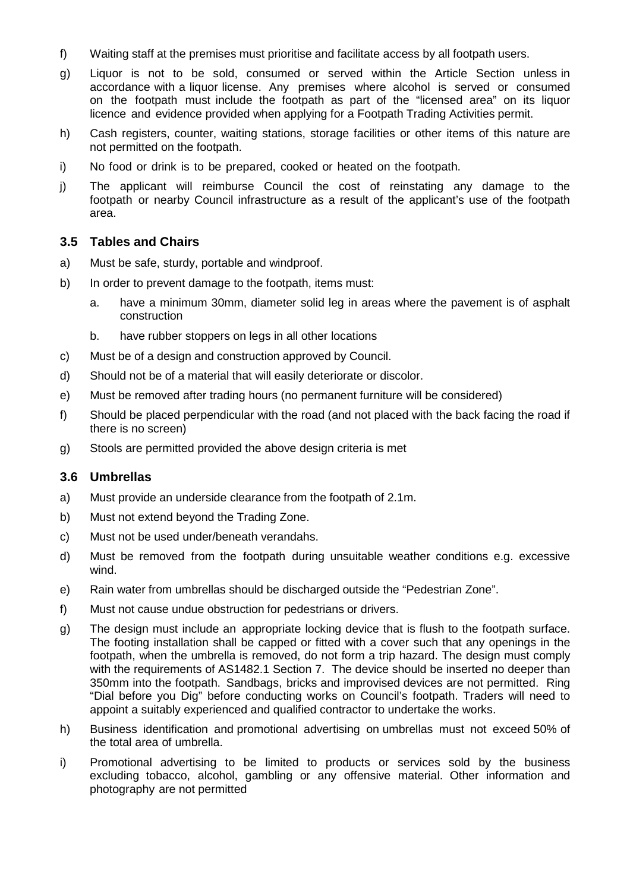f) Waiting staff at the premises must prioritise and facilitate access by all footpath users.

g) Liquor is not to be sold, consumed or served within the Article Section unless in accordance with a liquor license. Any premises where alcohol is served or consumed on the footpath must include the footpath as part of the "licensed area" on its liquor licence and evidence provided when applying for a Footpath Trading Activities permit.

h) Cash registers, counter, waiting stations, storage facilities or other items of this nature are not permitted on the footpath.

i) No food or drink is to be prepared, cooked or heated on the footpath.

j) The applicant will reimburse Council the cost of reinstating any damage to the footpath or nearby Council infrastructure as a result of the applicant's use of the footpath area.

### 3.5 Tables and Chairs

a) Must be safe, sturdy, portable and windproof.

b) In order to prevent damage to the footpath, items must:

    a. have a minimum 30mm, diameter solid leg in areas where the pavement is of asphalt construction

    b. have rubber stoppers on legs in all other locations

c) Must be of a design and construction approved by Council.

d) Should not be of a material that will easily deteriorate or discolor.

e) Must be removed after trading hours (no permanent furniture will be considered)

f) Should be placed perpendicular with the road (and not placed with the back facing the road if there is no screen)

g) Stools are permitted provided the above design criteria is met

### 3.6 Umbrellas

a) Must provide an underside clearance from the footpath of 2.1m.

b) Must not extend beyond the Trading Zone.

c) Must not be used under/beneath verandahs.

d) Must be removed from the footpath during unsuitable weather conditions e.g. excessive wind.

e) Rain water from umbrellas should be discharged outside the "Pedestrian Zone".

f) Must not cause undue obstruction for pedestrians or drivers.

g) The design must include an appropriate locking device that is flush to the footpath surface. The footing installation shall be capped or fitted with a cover such that any openings in the footpath, when the umbrella is removed, do not form a trip hazard. The design must comply with the requirements of AS1482.1 Section 7. The device should be inserted no deeper than 350mm into the footpath. Sandbags, bricks and improvised devices are not permitted. Ring "Dial before you Dig" before conducting works on Council's footpath. Traders will need to appoint a suitably experienced and qualified contractor to undertake the works.

h) Business identification and promotional advertising on umbrellas must not exceed 50% of the total area of umbrella.

i) Promotional advertising to be limited to products or services sold by the business excluding tobacco, alcohol, gambling or any offensive material. Other information and photography are not permitted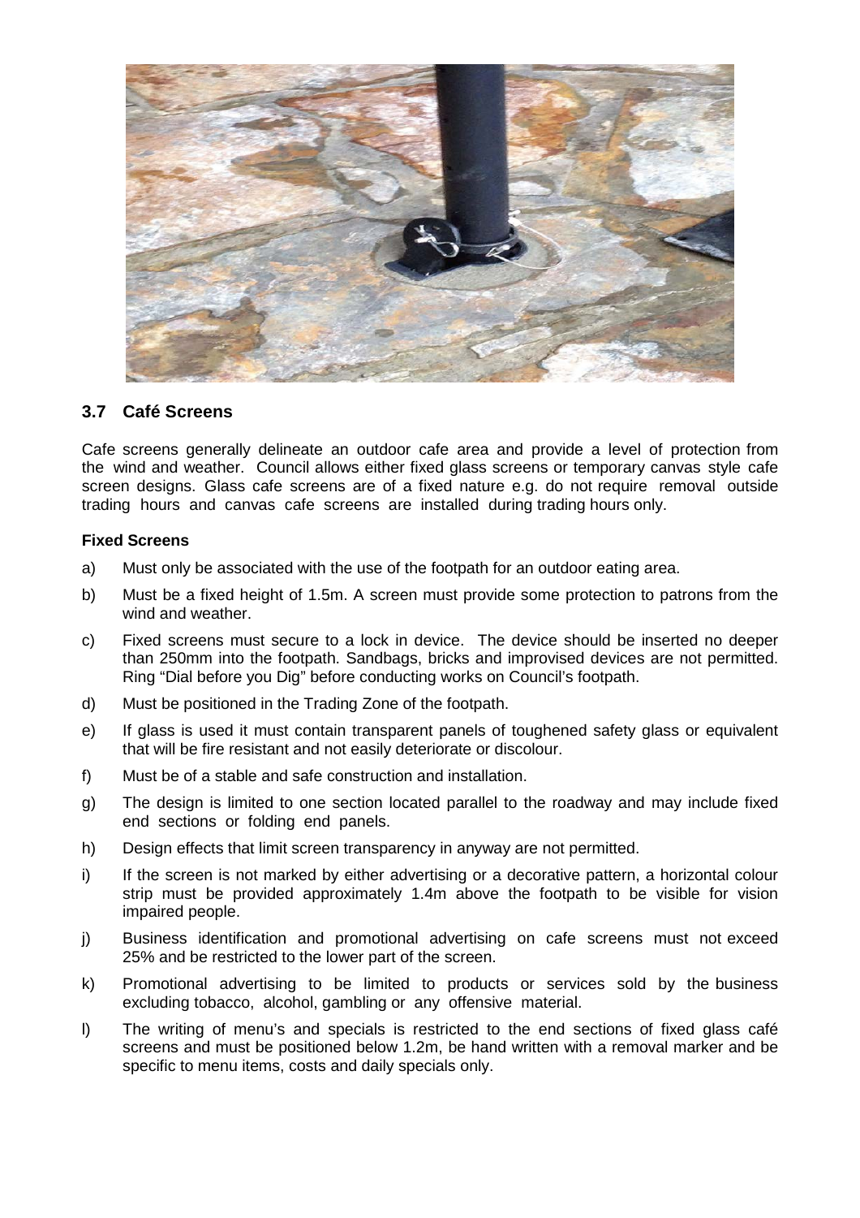### 3.7 Café Screens

Cafe screens generally delineate an outdoor cafe area and provide a level of protection from the wind and weather. Council allows either fixed glass screens or temporary canvas style cafe screen designs. Glass cafe screens are of a fixed nature e.g. do not require removal outside trading hours and canvas cafe screens are installed during trading hours only.

**Fixed Screens**

a) Must only be associated with the use of the footpath for an outdoor eating area.

b) Must be a fixed height of 1.5m. A screen must provide some protection to patrons from the wind and weather.

c) Fixed screens must secure to a lock in device. The device should be inserted no deeper than 250mm into the footpath. Sandbags, bricks and improvised devices are not permitted. Ring "Dial before you Dig" before conducting works on Council's footpath.

d) Must be positioned in the Trading Zone of the footpath.

e) If glass is used it must contain transparent panels of toughened safety glass or equivalent that will be fire resistant and not easily deteriorate or discolour.

f) Must be of a stable and safe construction and installation.

g) The design is limited to one section located parallel to the roadway and may include fixed end sections or folding end panels.

h) Design effects that limit screen transparency in anyway are not permitted.

i) If the screen is not marked by either advertising or a decorative pattern, a horizontal colour strip must be provided approximately 1.4m above the footpath to be visible for vision impaired people.

j) Business identification and promotional advertising on cafe screens must not exceed 25% and be restricted to the lower part of the screen.

k) Promotional advertising to be limited to products or services sold by the business excluding tobacco, alcohol, gambling or any offensive material.

l) The writing of menu's and specials is restricted to the end sections of fixed glass café screens and must be positioned below 1.2m, be hand written with a removal marker and be specific to menu items, costs and daily specials only.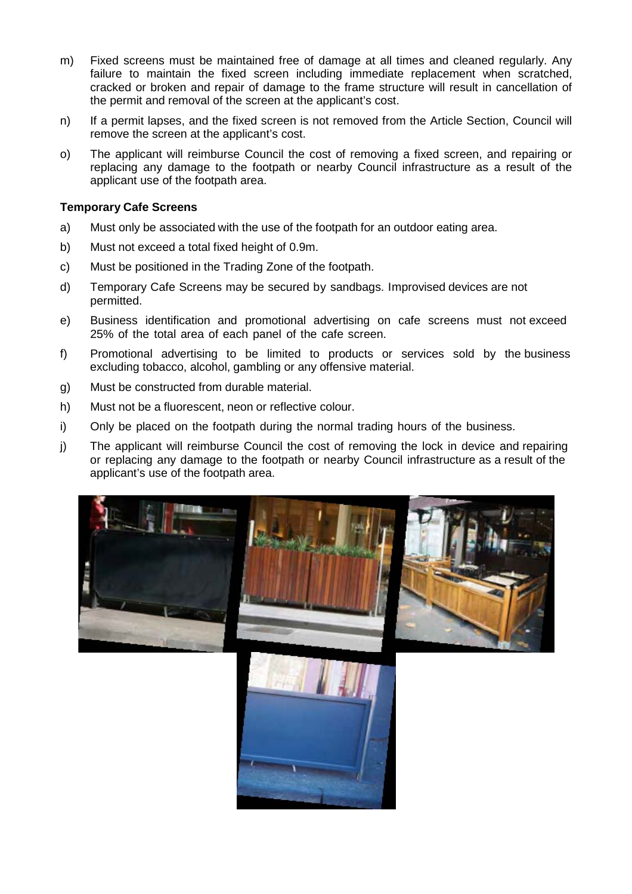m) Fixed screens must be maintained free of damage at all times and cleaned regularly. Any failure to maintain the fixed screen including immediate replacement when scratched, cracked or broken and repair of damage to the frame structure will result in cancellation of the permit and removal of the screen at the applicant's cost.

n) If a permit lapses, and the fixed screen is not removed from the Article Section, Council will remove the screen at the applicant's cost.

o) The applicant will reimburse Council the cost of removing a fixed screen, and repairing or replacing any damage to the footpath or nearby Council infrastructure as a result of the applicant use of the footpath area.

**Temporary Cafe Screens**

a) Must only be associated with the use of the footpath for an outdoor eating area.

b) Must not exceed a total fixed height of 0.9m.

c) Must be positioned in the Trading Zone of the footpath.

d) Temporary Cafe Screens may be secured by sandbags. Improvised devices are not permitted.

e) Business identification and promotional advertising on cafe screens must not exceed 25% of the total area of each panel of the cafe screen.

f) Promotional advertising to be limited to products or services sold by the business excluding tobacco, alcohol, gambling or any offensive material.

g) Must be constructed from durable material.

h) Must not be a fluorescent, neon or reflective colour.

i) Only be placed on the footpath during the normal trading hours of the business.

j) The applicant will reimburse Council the cost of removing the lock in device and repairing or replacing any damage to the footpath or nearby Council infrastructure as a result of the applicant's use of the footpath area.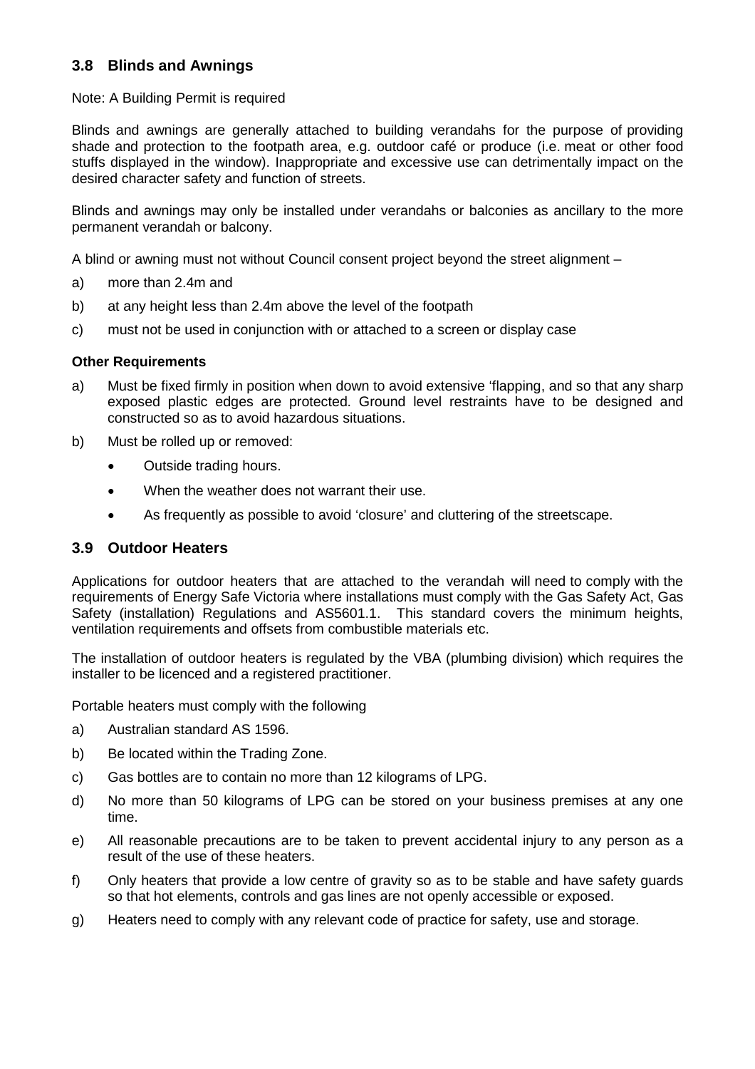## 3.8 Blinds and Awnings

Note: A Building Permit is required

Blinds and awnings are generally attached to building verandahs for the purpose of providing shade and protection to the footpath area, e.g. outdoor café or produce (i.e. meat or other food stuffs displayed in the window). Inappropriate and excessive use can detrimentally impact on the desired character safety and function of streets.

Blinds and awnings may only be installed under verandahs or balconies as ancillary to the more permanent verandah or balcony.

A blind or awning must not without Council consent project beyond the street alignment –

a) more than 2.4m and

b) at any height less than 2.4m above the level of the footpath

c) must not be used in conjunction with or attached to a screen or display case

**Other Requirements**

a) Must be fixed firmly in position when down to avoid extensive 'flapping, and so that any sharp exposed plastic edges are protected. Ground level restraints have to be designed and constructed so as to avoid hazardous situations.

b) Must be rolled up or removed:

- Outside trading hours.
- When the weather does not warrant their use.
- As frequently as possible to avoid 'closure' and cluttering of the streetscape.

## 3.9 Outdoor Heaters

Applications for outdoor heaters that are attached to the verandah will need to comply with the requirements of Energy Safe Victoria where installations must comply with the Gas Safety Act, Gas Safety (installation) Regulations and AS5601.1. This standard covers the minimum heights, ventilation requirements and offsets from combustible materials etc.

The installation of outdoor heaters is regulated by the VBA (plumbing division) which requires the installer to be licenced and a registered practitioner.

Portable heaters must comply with the following

a) Australian standard AS 1596.

b) Be located within the Trading Zone.

c) Gas bottles are to contain no more than 12 kilograms of LPG.

d) No more than 50 kilograms of LPG can be stored on your business premises at any one time.

e) All reasonable precautions are to be taken to prevent accidental injury to any person as a result of the use of these heaters.

f) Only heaters that provide a low centre of gravity so as to be stable and have safety guards so that hot elements, controls and gas lines are not openly accessible or exposed.

g) Heaters need to comply with any relevant code of practice for safety, use and storage.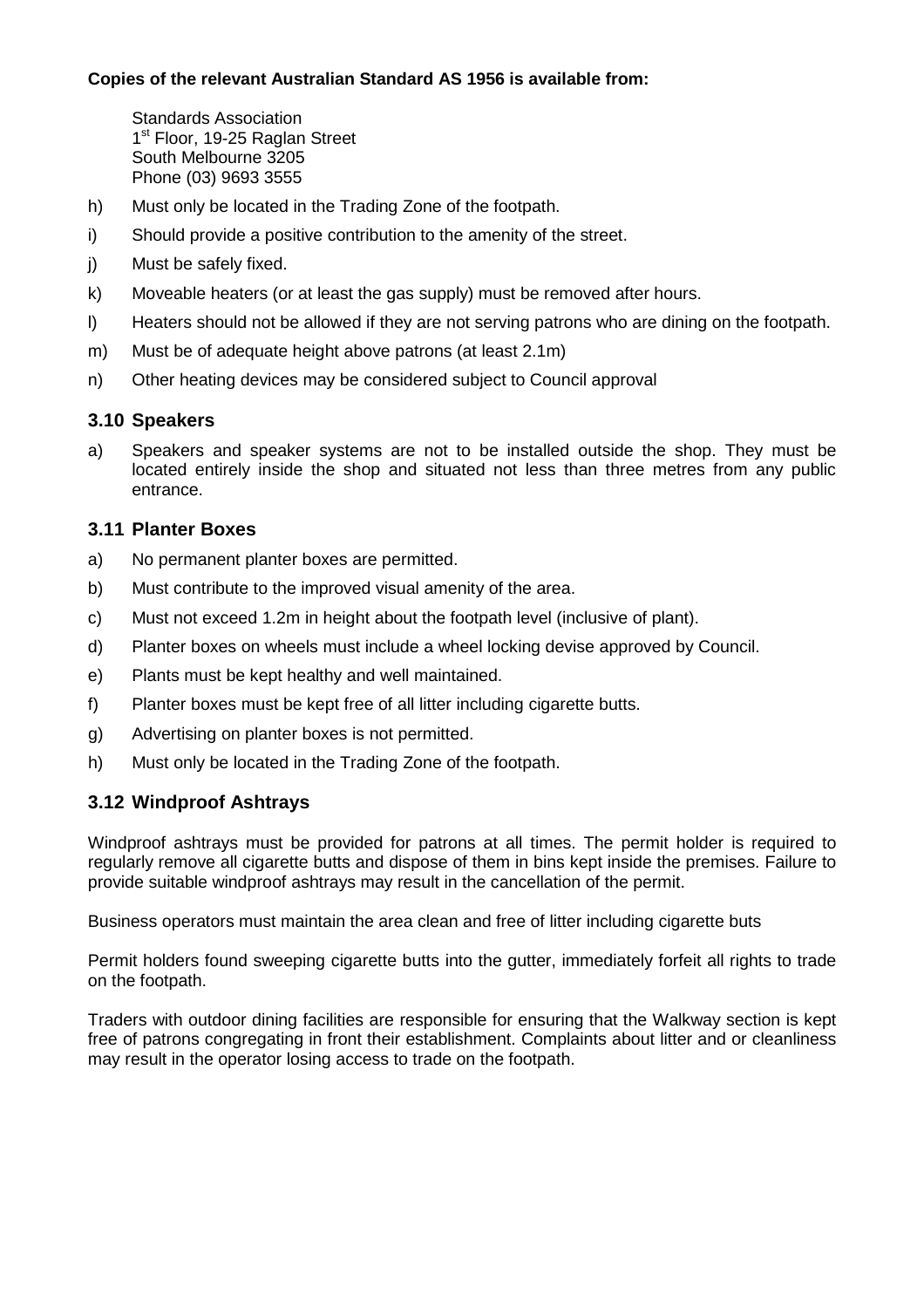**Copies of the relevant Australian Standard AS 1956 is available from:**

Standards Association
1st Floor, 19-25 Raglan Street
South Melbourne 3205
Phone (03) 9693 3555

h) Must only be located in the Trading Zone of the footpath.

i) Should provide a positive contribution to the amenity of the street.

j) Must be safely fixed.

k) Moveable heaters (or at least the gas supply) must be removed after hours.

l) Heaters should not be allowed if they are not serving patrons who are dining on the footpath.

m) Must be of adequate height above patrons (at least 2.1m)

n) Other heating devices may be considered subject to Council approval

### 3.10 Speakers

a) Speakers and speaker systems are not to be installed outside the shop. They must be located entirely inside the shop and situated not less than three metres from any public entrance.

### 3.11 Planter Boxes

a) No permanent planter boxes are permitted.

b) Must contribute to the improved visual amenity of the area.

c) Must not exceed 1.2m in height about the footpath level (inclusive of plant).

d) Planter boxes on wheels must include a wheel locking devise approved by Council.

e) Plants must be kept healthy and well maintained.

f) Planter boxes must be kept free of all litter including cigarette butts.

g) Advertising on planter boxes is not permitted.

h) Must only be located in the Trading Zone of the footpath.

### 3.12 Windproof Ashtrays

Windproof ashtrays must be provided for patrons at all times. The permit holder is required to regularly remove all cigarette butts and dispose of them in bins kept inside the premises. Failure to provide suitable windproof ashtrays may result in the cancellation of the permit.

Business operators must maintain the area clean and free of litter including cigarette buts

Permit holders found sweeping cigarette butts into the gutter, immediately forfeit all rights to trade on the footpath.

Traders with outdoor dining facilities are responsible for ensuring that the Walkway section is kept free of patrons congregating in front their establishment. Complaints about litter and or cleanliness may result in the operator losing access to trade on the footpath.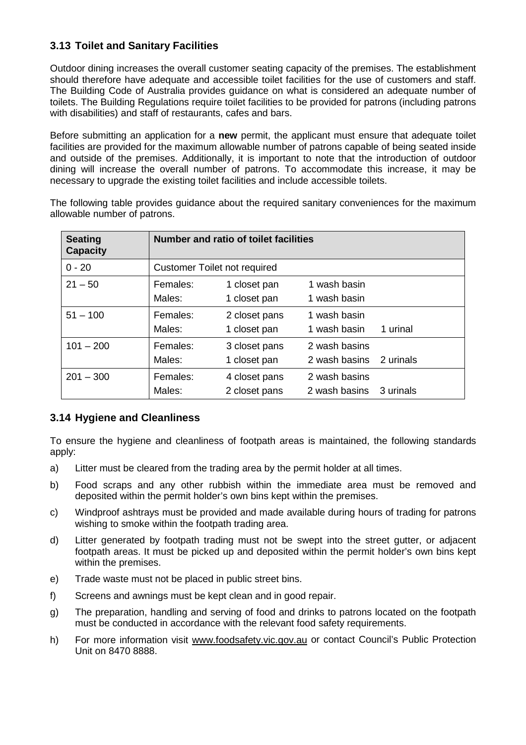### 3.13 Toilet and Sanitary Facilities

Outdoor dining increases the overall customer seating capacity of the premises. The establishment should therefore have adequate and accessible toilet facilities for the use of customers and staff. The Building Code of Australia provides guidance on what is considered an adequate number of toilets. The Building Regulations require toilet facilities to be provided for patrons (including patrons with disabilities) and staff of restaurants, cafes and bars.

Before submitting an application for a **new** permit, the applicant must ensure that adequate toilet facilities are provided for the maximum allowable number of patrons capable of being seated inside and outside of the premises. Additionally, it is important to note that the introduction of outdoor dining will increase the overall number of patrons. To accommodate this increase, it may be necessary to upgrade the existing toilet facilities and include accessible toilets.

The following table provides guidance about the required sanitary conveniences for the maximum allowable number of patrons.

| Seating Capacity | Number and ratio of toilet facilities | | | |
|---|---|---|---|---|
| 0 - 20 | Customer Toilet not required | | | |
| 21 – 50 | Females: | 1 closet pan | 1 wash basin | |
| | Males: | 1 closet pan | 1 wash basin | |
| 51 – 100 | Females: | 2 closet pans | 1 wash basin | |
| | Males: | 1 closet pan | 1 wash basin | 1 urinal |
| 101 – 200 | Females: | 3 closet pans | 2 wash basins | |
| | Males: | 1 closet pan | 2 wash basins | 2 urinals |
| 201 – 300 | Females: | 4 closet pans | 2 wash basins | |
| | Males: | 2 closet pans | 2 wash basins | 3 urinals |

### 3.14 Hygiene and Cleanliness

To ensure the hygiene and cleanliness of footpath areas is maintained, the following standards apply:

a) Litter must be cleared from the trading area by the permit holder at all times.

b) Food scraps and any other rubbish within the immediate area must be removed and deposited within the permit holder's own bins kept within the premises.

c) Windproof ashtrays must be provided and made available during hours of trading for patrons wishing to smoke within the footpath trading area.

d) Litter generated by footpath trading must not be swept into the street gutter, or adjacent footpath areas. It must be picked up and deposited within the permit holder's own bins kept within the premises.

e) Trade waste must not be placed in public street bins.

f) Screens and awnings must be kept clean and in good repair.

g) The preparation, handling and serving of food and drinks to patrons located on the footpath must be conducted in accordance with the relevant food safety requirements.

h) For more information visit www.foodsafety.vic.gov.au or contact Council's Public Protection Unit on 8470 8888.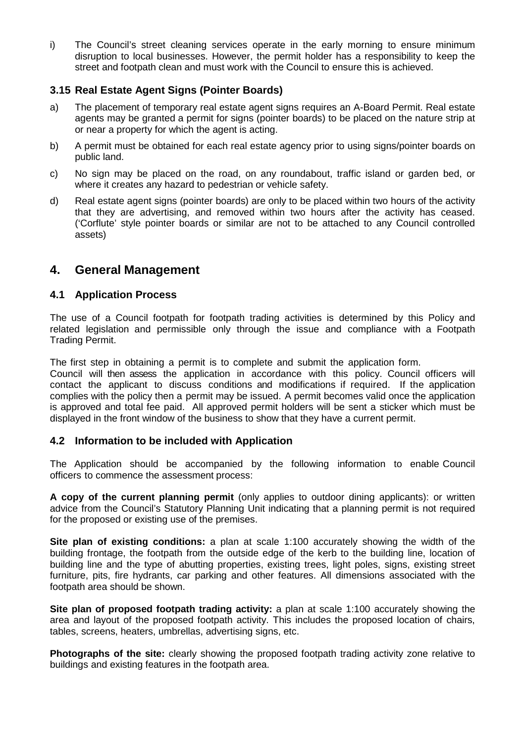i) The Council's street cleaning services operate in the early morning to ensure minimum disruption to local businesses. However, the permit holder has a responsibility to keep the street and footpath clean and must work with the Council to ensure this is achieved.

### 3.15 Real Estate Agent Signs (Pointer Boards)

a) The placement of temporary real estate agent signs requires an A-Board Permit. Real estate agents may be granted a permit for signs (pointer boards) to be placed on the nature strip at or near a property for which the agent is acting.

b) A permit must be obtained for each real estate agency prior to using signs/pointer boards on public land.

c) No sign may be placed on the road, on any roundabout, traffic island or garden bed, or where it creates any hazard to pedestrian or vehicle safety.

d) Real estate agent signs (pointer boards) are only to be placed within two hours of the activity that they are advertising, and removed within two hours after the activity has ceased. ('Corflute' style pointer boards or similar are not to be attached to any Council controlled assets)

## 4. General Management

### 4.1 Application Process

The use of a Council footpath for footpath trading activities is determined by this Policy and related legislation and permissible only through the issue and compliance with a Footpath Trading Permit.

The first step in obtaining a permit is to complete and submit the application form.
Council will then assess the application in accordance with this policy. Council officers will contact the applicant to discuss conditions and modifications if required. If the application complies with the policy then a permit may be issued. A permit becomes valid once the application is approved and total fee paid. All approved permit holders will be sent a sticker which must be displayed in the front window of the business to show that they have a current permit.

### 4.2 Information to be included with Application

The Application should be accompanied by the following information to enable Council officers to commence the assessment process:

**A copy of the current planning permit** (only applies to outdoor dining applicants): or written advice from the Council's Statutory Planning Unit indicating that a planning permit is not required for the proposed or existing use of the premises.

**Site plan of existing conditions:** a plan at scale 1:100 accurately showing the width of the building frontage, the footpath from the outside edge of the kerb to the building line, location of building line and the type of abutting properties, existing trees, light poles, signs, existing street furniture, pits, fire hydrants, car parking and other features. All dimensions associated with the footpath area should be shown.

**Site plan of proposed footpath trading activity:** a plan at scale 1:100 accurately showing the area and layout of the proposed footpath activity. This includes the proposed location of chairs, tables, screens, heaters, umbrellas, advertising signs, etc.

**Photographs of the site:** clearly showing the proposed footpath trading activity zone relative to buildings and existing features in the footpath area.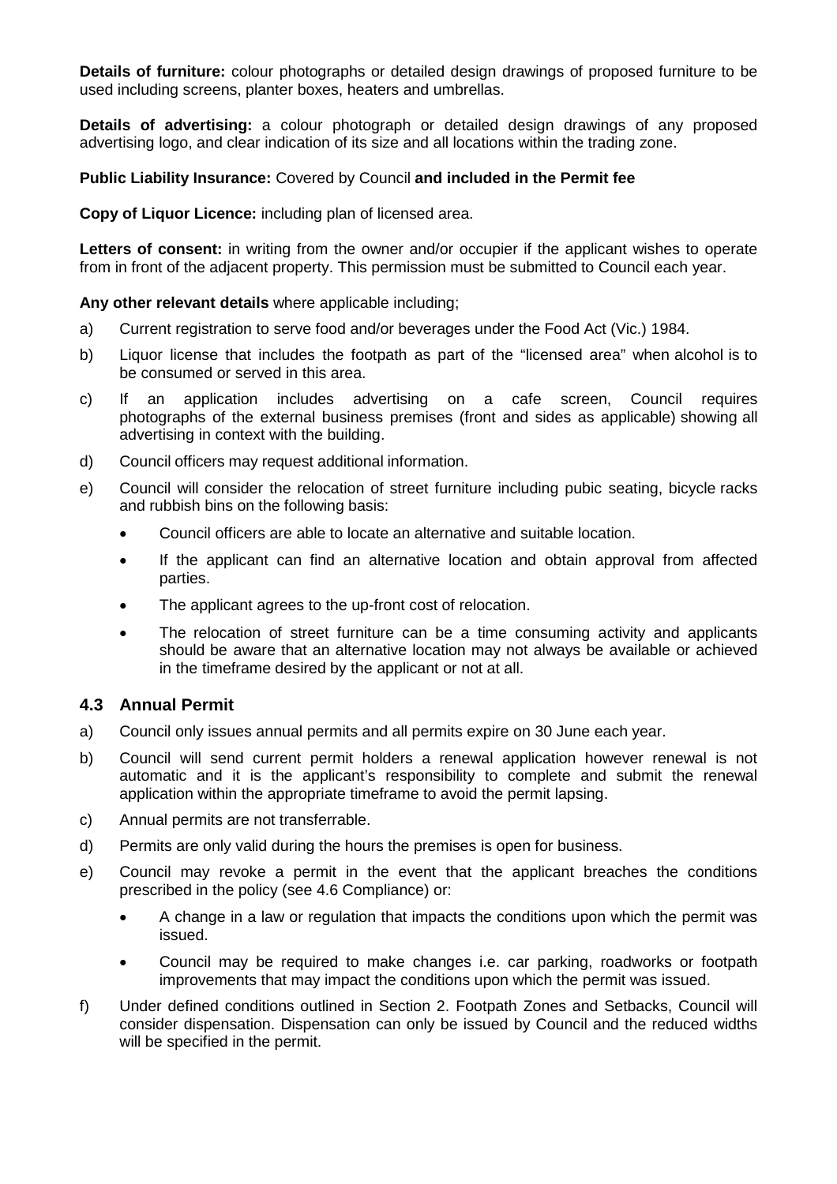**Details of furniture:** colour photographs or detailed design drawings of proposed furniture to be used including screens, planter boxes, heaters and umbrellas.

**Details of advertising:** a colour photograph or detailed design drawings of any proposed advertising logo, and clear indication of its size and all locations within the trading zone.

**Public Liability Insurance:** Covered by Council **and included in the Permit fee**

**Copy of Liquor Licence:** including plan of licensed area.

**Letters of consent:** in writing from the owner and/or occupier if the applicant wishes to operate from in front of the adjacent property. This permission must be submitted to Council each year.

**Any other relevant details** where applicable including;

a) Current registration to serve food and/or beverages under the Food Act (Vic.) 1984.

b) Liquor license that includes the footpath as part of the "licensed area" when alcohol is to be consumed or served in this area.

c) If an application includes advertising on a cafe screen, Council requires photographs of the external business premises (front and sides as applicable) showing all advertising in context with the building.

d) Council officers may request additional information.

e) Council will consider the relocation of street furniture including pubic seating, bicycle racks and rubbish bins on the following basis:

- Council officers are able to locate an alternative and suitable location.
- If the applicant can find an alternative location and obtain approval from affected parties.
- The applicant agrees to the up-front cost of relocation.
- The relocation of street furniture can be a time consuming activity and applicants should be aware that an alternative location may not always be available or achieved in the timeframe desired by the applicant or not at all.

### 4.3 Annual Permit

a) Council only issues annual permits and all permits expire on 30 June each year.

b) Council will send current permit holders a renewal application however renewal is not automatic and it is the applicant's responsibility to complete and submit the renewal application within the appropriate timeframe to avoid the permit lapsing.

c) Annual permits are not transferrable.

d) Permits are only valid during the hours the premises is open for business.

e) Council may revoke a permit in the event that the applicant breaches the conditions prescribed in the policy (see 4.6 Compliance) or:

- A change in a law or regulation that impacts the conditions upon which the permit was issued.
- Council may be required to make changes i.e. car parking, roadworks or footpath improvements that may impact the conditions upon which the permit was issued.

f) Under defined conditions outlined in Section 2. Footpath Zones and Setbacks, Council will consider dispensation. Dispensation can only be issued by Council and the reduced widths will be specified in the permit.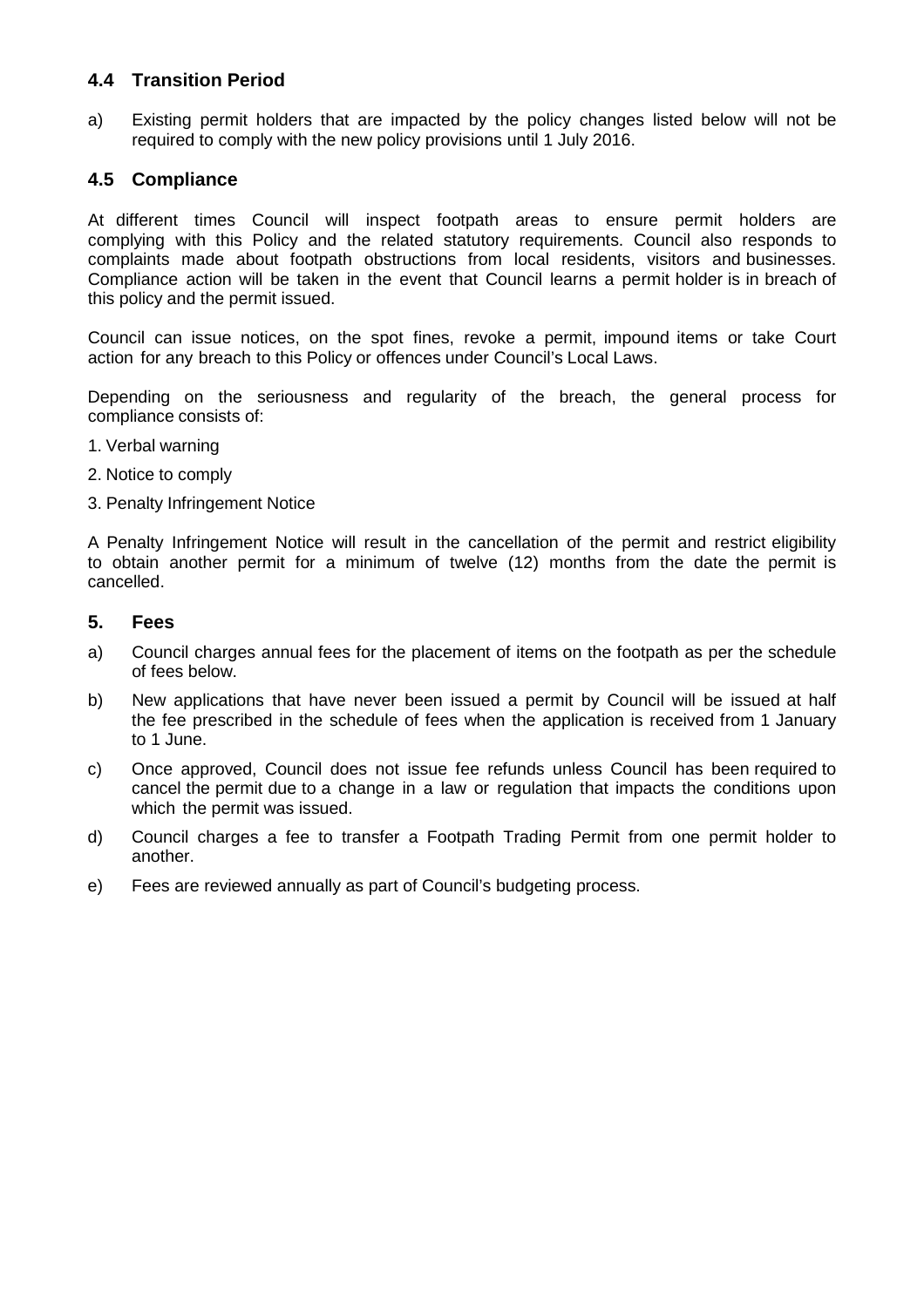### 4.4 Transition Period

a) Existing permit holders that are impacted by the policy changes listed below will not be required to comply with the new policy provisions until 1 July 2016.

### 4.5 Compliance

At different times Council will inspect footpath areas to ensure permit holders are complying with this Policy and the related statutory requirements. Council also responds to complaints made about footpath obstructions from local residents, visitors and businesses. Compliance action will be taken in the event that Council learns a permit holder is in breach of this policy and the permit issued.

Council can issue notices, on the spot fines, revoke a permit, impound items or take Court action for any breach to this Policy or offences under Council's Local Laws.

Depending on the seriousness and regularity of the breach, the general process for compliance consists of:

1. Verbal warning
2. Notice to comply
3. Penalty Infringement Notice

A Penalty Infringement Notice will result in the cancellation of the permit and restrict eligibility to obtain another permit for a minimum of twelve (12) months from the date the permit is cancelled.

## 5. Fees

a) Council charges annual fees for the placement of items on the footpath as per the schedule of fees below.

b) New applications that have never been issued a permit by Council will be issued at half the fee prescribed in the schedule of fees when the application is received from 1 January to 1 June.

c) Once approved, Council does not issue fee refunds unless Council has been required to cancel the permit due to a change in a law or regulation that impacts the conditions upon which the permit was issued.

d) Council charges a fee to transfer a Footpath Trading Permit from one permit holder to another.

e) Fees are reviewed annually as part of Council's budgeting process.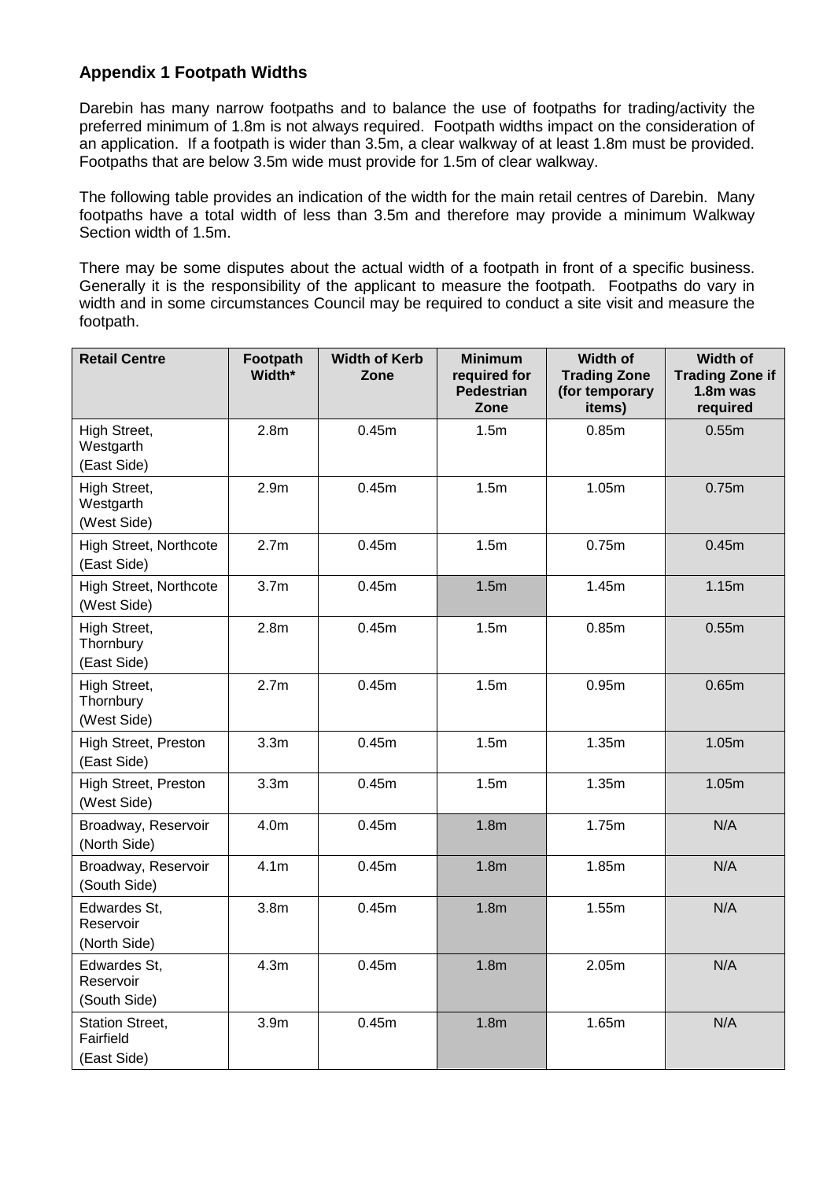## Appendix 1 Footpath Widths

Darebin has many narrow footpaths and to balance the use of footpaths for trading/activity the preferred minimum of 1.8m is not always required. Footpath widths impact on the consideration of an application. If a footpath is wider than 3.5m, a clear walkway of at least 1.8m must be provided. Footpaths that are below 3.5m wide must provide for 1.5m of clear walkway.

The following table provides an indication of the width for the main retail centres of Darebin. Many footpaths have a total width of less than 3.5m and therefore may provide a minimum Walkway Section width of 1.5m.

There may be some disputes about the actual width of a footpath in front of a specific business. Generally it is the responsibility of the applicant to measure the footpath. Footpaths do vary in width and in some circumstances Council may be required to conduct a site visit and measure the footpath.

| Retail Centre | Footpath Width* | Width of Kerb Zone | Minimum required for Pedestrian Zone | Width of Trading Zone (for temporary items) | Width of Trading Zone if 1.8m was required |
|---|---|---|---|---|---|
| High Street, Westgarth (East Side) | 2.8m | 0.45m | 1.5m | 0.85m | 0.55m |
| High Street, Westgarth (West Side) | 2.9m | 0.45m | 1.5m | 1.05m | 0.75m |
| High Street, Northcote (East Side) | 2.7m | 0.45m | 1.5m | 0.75m | 0.45m |
| High Street, Northcote (West Side) | 3.7m | 0.45m | 1.5m | 1.45m | 1.15m |
| High Street, Thornbury (East Side) | 2.8m | 0.45m | 1.5m | 0.85m | 0.55m |
| High Street, Thornbury (West Side) | 2.7m | 0.45m | 1.5m | 0.95m | 0.65m |
| High Street, Preston (East Side) | 3.3m | 0.45m | 1.5m | 1.35m | 1.05m |
| High Street, Preston (West Side) | 3.3m | 0.45m | 1.5m | 1.35m | 1.05m |
| Broadway, Reservoir (North Side) | 4.0m | 0.45m | 1.8m | 1.75m | N/A |
| Broadway, Reservoir (South Side) | 4.1m | 0.45m | 1.8m | 1.85m | N/A |
| Edwardes St, Reservoir (North Side) | 3.8m | 0.45m | 1.8m | 1.55m | N/A |
| Edwardes St, Reservoir (South Side) | 4.3m | 0.45m | 1.8m | 2.05m | N/A |
| Station Street, Fairfield (East Side) | 3.9m | 0.45m | 1.8m | 1.65m | N/A |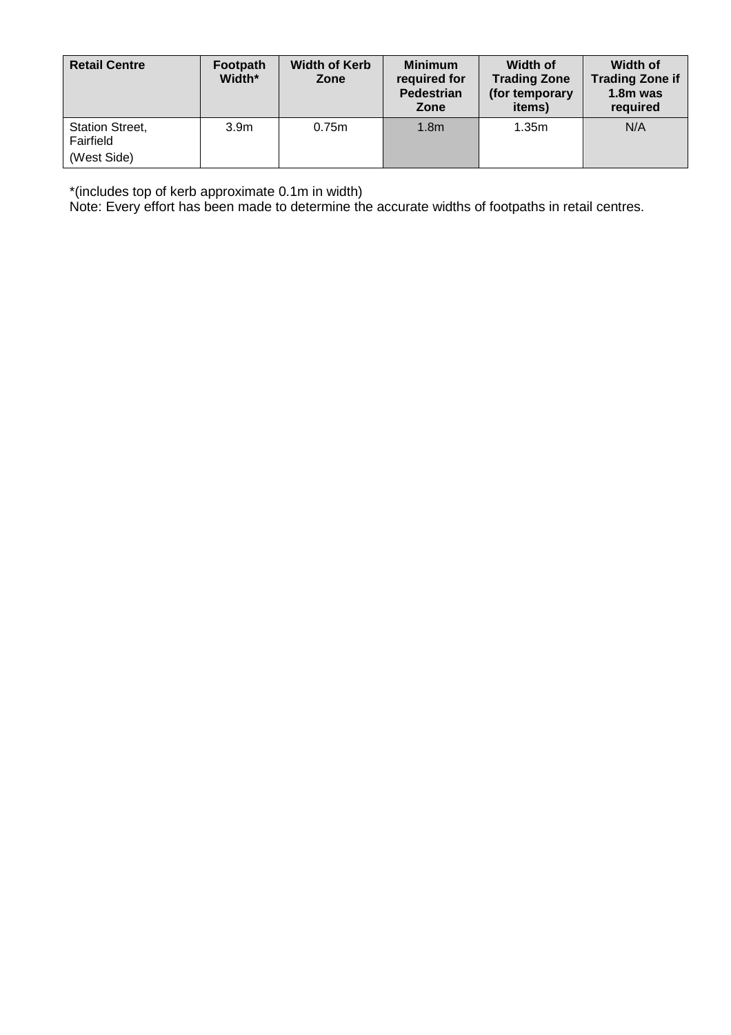| Retail Centre | Footpath Width* | Width of Kerb Zone | Minimum required for Pedestrian Zone | Width of Trading Zone (for temporary items) | Width of Trading Zone if 1.8m was required |
|---|---|---|---|---|---|
| Station Street, Fairfield (West Side) | 3.9m | 0.75m | 1.8m | 1.35m | N/A |

*(includes top of kerb approximate 0.1m in width)

Note: Every effort has been made to determine the accurate widths of footpaths in retail centres.